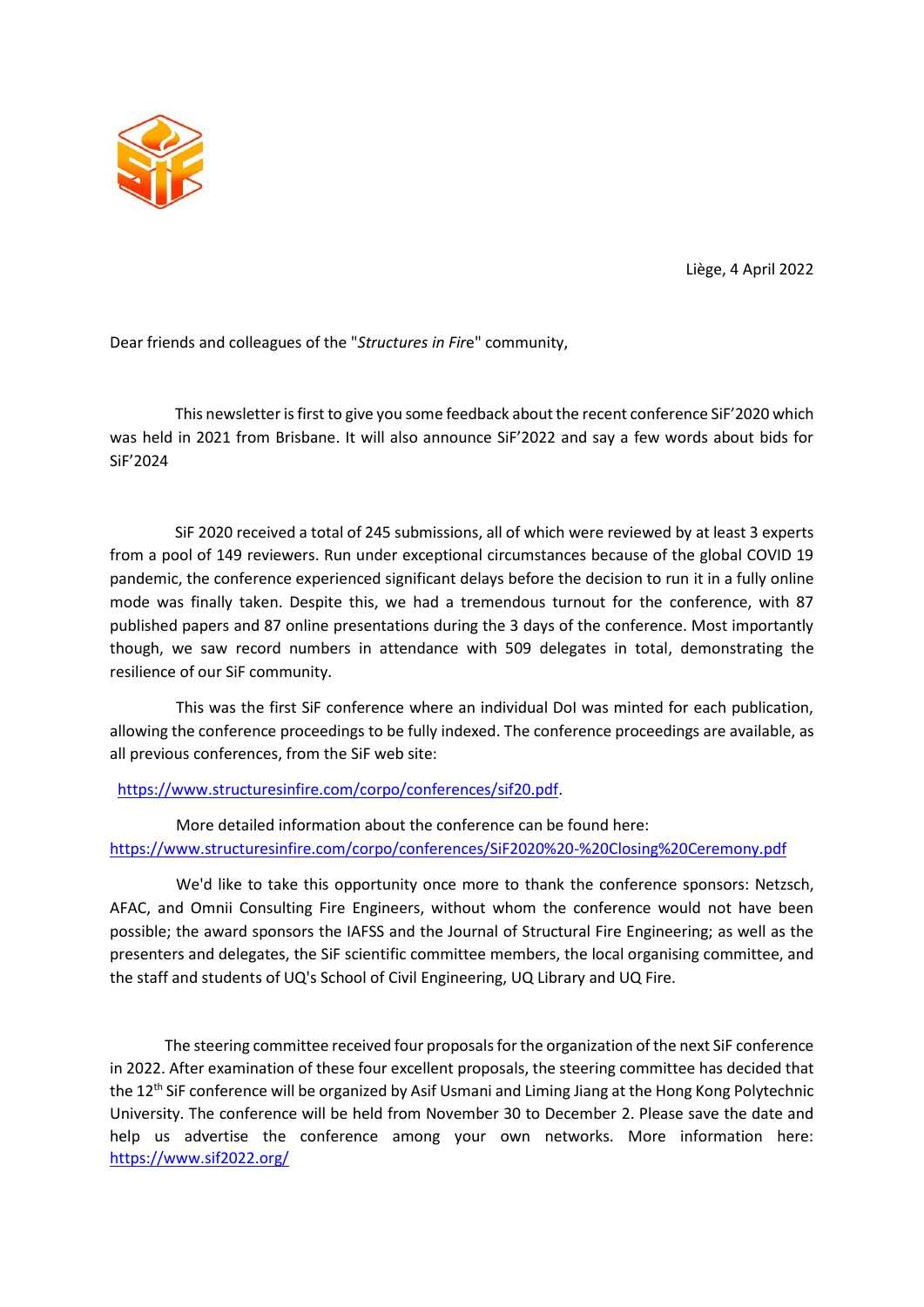Liège, 4 April 2022

Dear friends and colleagues of the "*Structures in Fire*" community,

This newsletter is first to give you some feedback about the recent conference SiF'2020 which was held in 2021 from Brisbane. It will also announce SiF'2022 and say a few words about bids for SiF'2024

SiF 2020 received a total of 245 submissions, all of which were reviewed by at least 3 experts from a pool of 149 reviewers. Run under exceptional circumstances because of the global COVID 19 pandemic, the conference experienced significant delays before the decision to run it in a fully online mode was finally taken. Despite this, we had a tremendous turnout for the conference, with 87 published papers and 87 online presentations during the 3 days of the conference. Most importantly though, we saw record numbers in attendance with 509 delegates in total, demonstrating the resilience of our SiF community.

This was the first SiF conference where an individual DoI was minted for each publication, allowing the conference proceedings to be fully indexed. The conference proceedings are available, as all previous conferences, from the SiF web site:

https://www.structuresinfire.com/corpo/conferences/sif20.pdf.

More detailed information about the conference can be found here: https://www.structuresinfire.com/corpo/conferences/SiF2020%20-%20Closing%20Ceremony.pdf

We'd like to take this opportunity once more to thank the conference sponsors: Netzsch, AFAC, and Omnii Consulting Fire Engineers, without whom the conference would not have been possible; the award sponsors the IAFSS and the Journal of Structural Fire Engineering; as well as the presenters and delegates, the SiF scientific committee members, the local organising committee, and the staff and students of UQ's School of Civil Engineering, UQ Library and UQ Fire.

The steering committee received four proposals for the organization of the next SiF conference in 2022. After examination of these four excellent proposals, the steering committee has decided that the 12th SiF conference will be organized by Asif Usmani and Liming Jiang at the Hong Kong Polytechnic University. The conference will be held from November 30 to December 2. Please save the date and help us advertise the conference among your own networks. More information here: https://www.sif2022.org/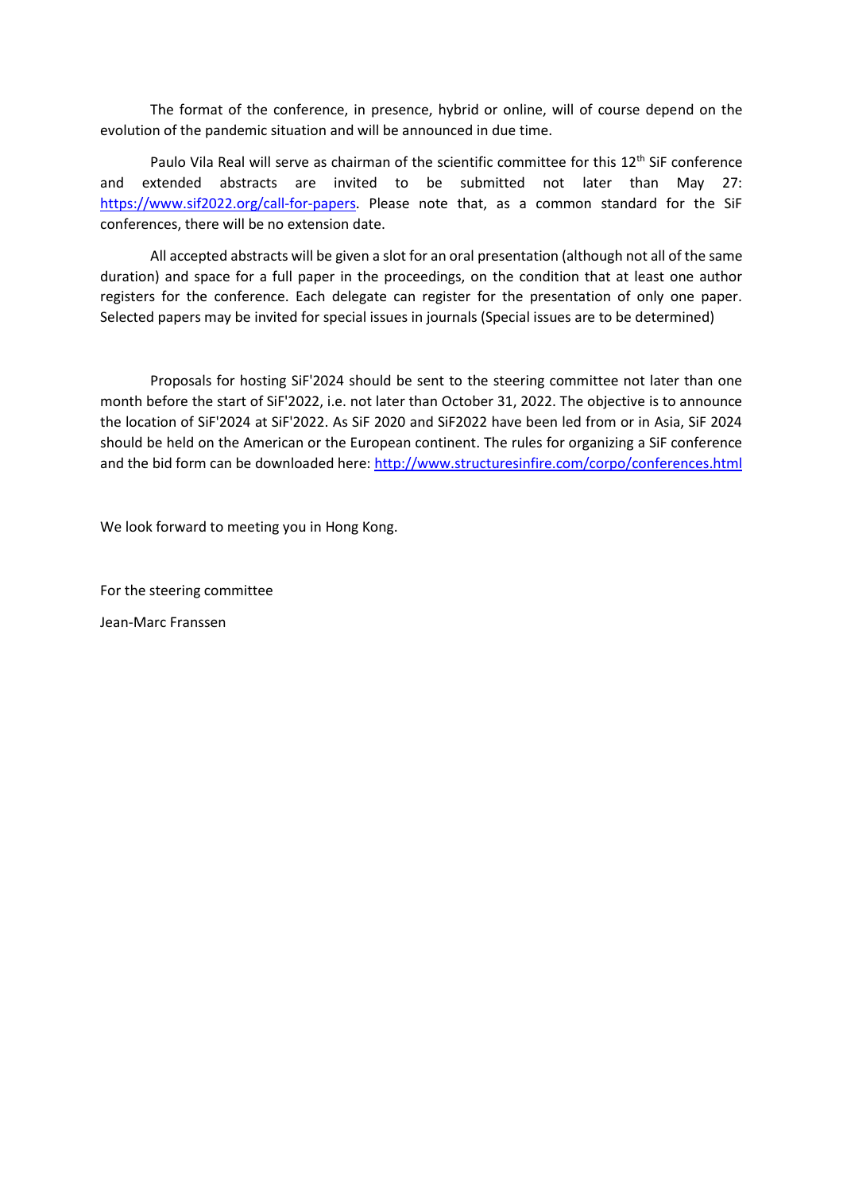The format of the conference, in presence, hybrid or online, will of course depend on the evolution of the pandemic situation and will be announced in due time.

Paulo Vila Real will serve as chairman of the scientific committee for this 12th SiF conference and extended abstracts are invited to be submitted not later than May 27: https://www.sif2022.org/call-for-papers. Please note that, as a common standard for the SiF conferences, there will be no extension date.

All accepted abstracts will be given a slot for an oral presentation (although not all of the same duration) and space for a full paper in the proceedings, on the condition that at least one author registers for the conference. Each delegate can register for the presentation of only one paper. Selected papers may be invited for special issues in journals (Special issues are to be determined)

Proposals for hosting SiF'2024 should be sent to the steering committee not later than one month before the start of SiF'2022, i.e. not later than October 31, 2022. The objective is to announce the location of SiF'2024 at SiF'2022. As SiF 2020 and SiF2022 have been led from or in Asia, SiF 2024 should be held on the American or the European continent. The rules for organizing a SiF conference and the bid form can be downloaded here: http://www.structuresinfire.com/corpo/conferences.html

We look forward to meeting you in Hong Kong.

For the steering committee

Jean-Marc Franssen